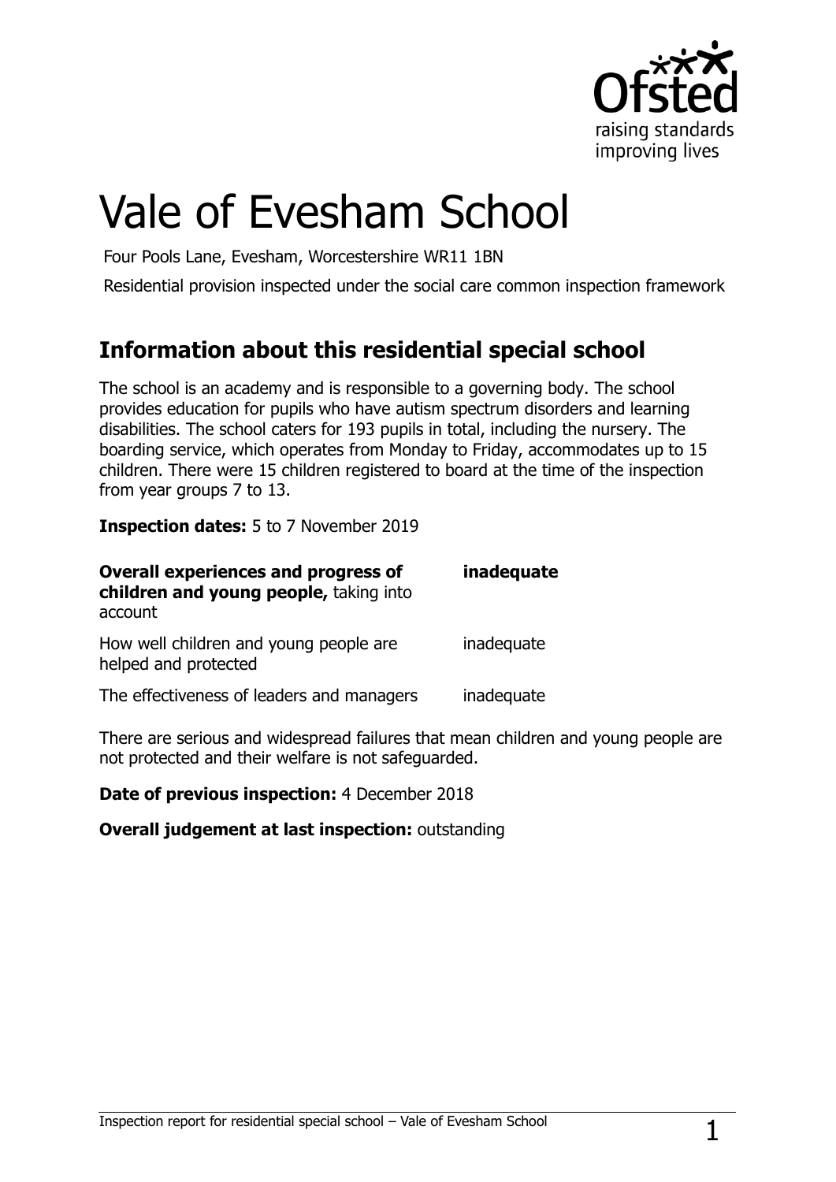# Vale of Evesham School

Four Pools Lane, Evesham, Worcestershire WR11 1BN

Residential provision inspected under the social care common inspection framework

## Information about this residential special school

The school is an academy and is responsible to a governing body. The school provides education for pupils who have autism spectrum disorders and learning disabilities. The school caters for 193 pupils in total, including the nursery. The boarding service, which operates from Monday to Friday, accommodates up to 15 children. There were 15 children registered to board at the time of the inspection from year groups 7 to 13.

**Inspection dates:** 5 to 7 November 2019

| | |
|---|---|
| **Overall experiences and progress of children and young people,** taking into account | **inadequate** |
| How well children and young people are helped and protected | inadequate |
| The effectiveness of leaders and managers | inadequate |

There are serious and widespread failures that mean children and young people are not protected and their welfare is not safeguarded.

**Date of previous inspection:** 4 December 2018

**Overall judgement at last inspection:** outstanding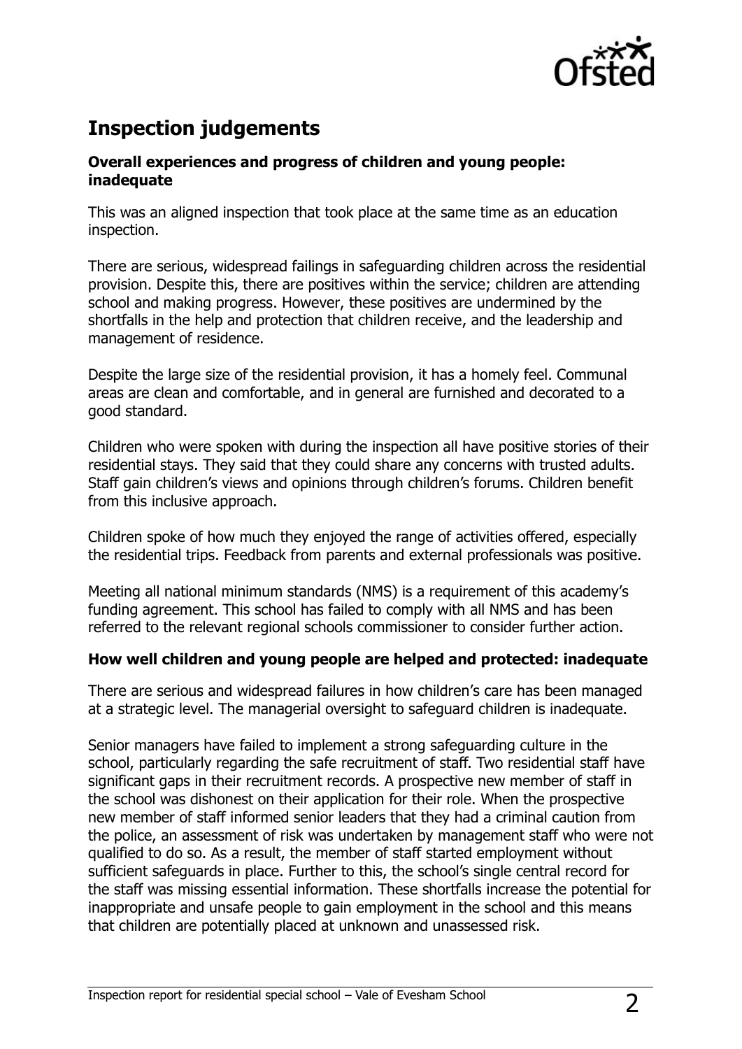## Inspection judgements

**Overall experiences and progress of children and young people: inadequate**

This was an aligned inspection that took place at the same time as an education inspection.

There are serious, widespread failings in safeguarding children across the residential provision. Despite this, there are positives within the service; children are attending school and making progress. However, these positives are undermined by the shortfalls in the help and protection that children receive, and the leadership and management of residence.

Despite the large size of the residential provision, it has a homely feel. Communal areas are clean and comfortable, and in general are furnished and decorated to a good standard.

Children who were spoken with during the inspection all have positive stories of their residential stays. They said that they could share any concerns with trusted adults. Staff gain children's views and opinions through children's forums. Children benefit from this inclusive approach.

Children spoke of how much they enjoyed the range of activities offered, especially the residential trips. Feedback from parents and external professionals was positive.

Meeting all national minimum standards (NMS) is a requirement of this academy's funding agreement. This school has failed to comply with all NMS and has been referred to the relevant regional schools commissioner to consider further action.

**How well children and young people are helped and protected: inadequate**

There are serious and widespread failures in how children's care has been managed at a strategic level. The managerial oversight to safeguard children is inadequate.

Senior managers have failed to implement a strong safeguarding culture in the school, particularly regarding the safe recruitment of staff. Two residential staff have significant gaps in their recruitment records. A prospective new member of staff in the school was dishonest on their application for their role. When the prospective new member of staff informed senior leaders that they had a criminal caution from the police, an assessment of risk was undertaken by management staff who were not qualified to do so. As a result, the member of staff started employment without sufficient safeguards in place. Further to this, the school's single central record for the staff was missing essential information. These shortfalls increase the potential for inappropriate and unsafe people to gain employment in the school and this means that children are potentially placed at unknown and unassessed risk.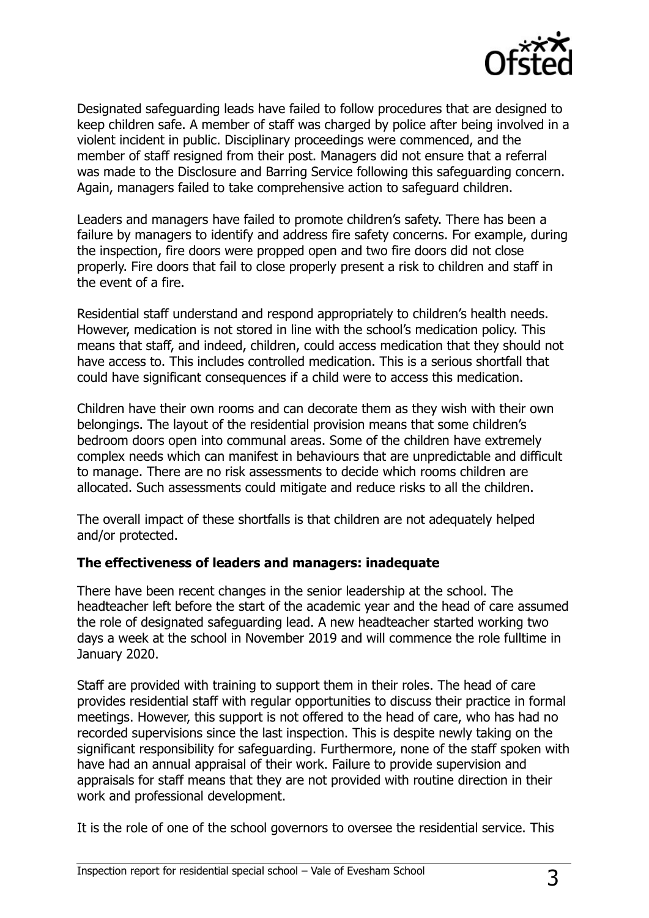Designated safeguarding leads have failed to follow procedures that are designed to keep children safe. A member of staff was charged by police after being involved in a violent incident in public. Disciplinary proceedings were commenced, and the member of staff resigned from their post. Managers did not ensure that a referral was made to the Disclosure and Barring Service following this safeguarding concern. Again, managers failed to take comprehensive action to safeguard children.

Leaders and managers have failed to promote children's safety. There has been a failure by managers to identify and address fire safety concerns. For example, during the inspection, fire doors were propped open and two fire doors did not close properly. Fire doors that fail to close properly present a risk to children and staff in the event of a fire.

Residential staff understand and respond appropriately to children's health needs. However, medication is not stored in line with the school's medication policy. This means that staff, and indeed, children, could access medication that they should not have access to. This includes controlled medication. This is a serious shortfall that could have significant consequences if a child were to access this medication.

Children have their own rooms and can decorate them as they wish with their own belongings. The layout of the residential provision means that some children's bedroom doors open into communal areas. Some of the children have extremely complex needs which can manifest in behaviours that are unpredictable and difficult to manage. There are no risk assessments to decide which rooms children are allocated. Such assessments could mitigate and reduce risks to all the children.

The overall impact of these shortfalls is that children are not adequately helped and/or protected.

**The effectiveness of leaders and managers: inadequate**

There have been recent changes in the senior leadership at the school. The headteacher left before the start of the academic year and the head of care assumed the role of designated safeguarding lead. A new headteacher started working two days a week at the school in November 2019 and will commence the role fulltime in January 2020.

Staff are provided with training to support them in their roles. The head of care provides residential staff with regular opportunities to discuss their practice in formal meetings. However, this support is not offered to the head of care, who has had no recorded supervisions since the last inspection. This is despite newly taking on the significant responsibility for safeguarding. Furthermore, none of the staff spoken with have had an annual appraisal of their work. Failure to provide supervision and appraisals for staff means that they are not provided with routine direction in their work and professional development.

It is the role of one of the school governors to oversee the residential service. This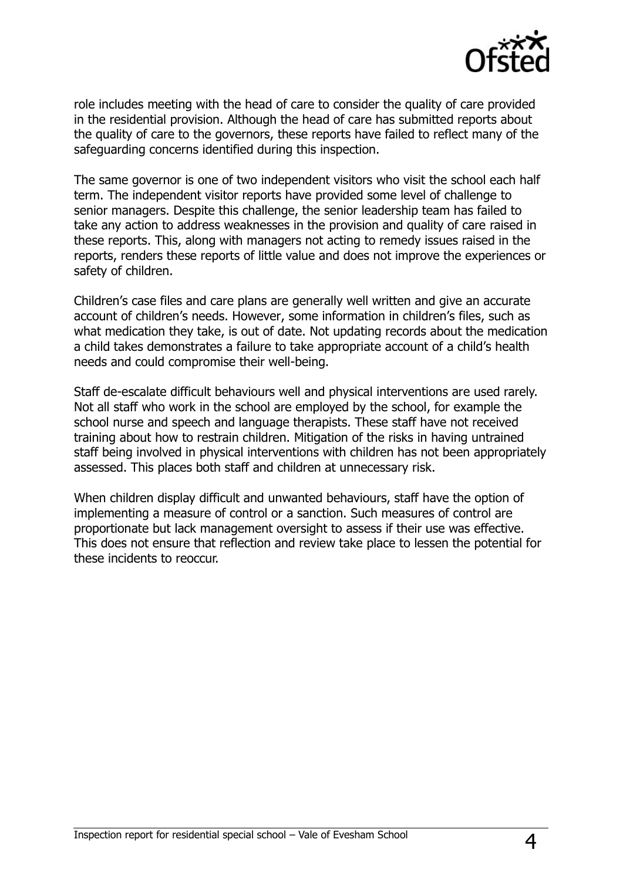role includes meeting with the head of care to consider the quality of care provided in the residential provision. Although the head of care has submitted reports about the quality of care to the governors, these reports have failed to reflect many of the safeguarding concerns identified during this inspection.

The same governor is one of two independent visitors who visit the school each half term. The independent visitor reports have provided some level of challenge to senior managers. Despite this challenge, the senior leadership team has failed to take any action to address weaknesses in the provision and quality of care raised in these reports. This, along with managers not acting to remedy issues raised in the reports, renders these reports of little value and does not improve the experiences or safety of children.

Children's case files and care plans are generally well written and give an accurate account of children's needs. However, some information in children's files, such as what medication they take, is out of date. Not updating records about the medication a child takes demonstrates a failure to take appropriate account of a child's health needs and could compromise their well-being.

Staff de-escalate difficult behaviours well and physical interventions are used rarely. Not all staff who work in the school are employed by the school, for example the school nurse and speech and language therapists. These staff have not received training about how to restrain children. Mitigation of the risks in having untrained staff being involved in physical interventions with children has not been appropriately assessed. This places both staff and children at unnecessary risk.

When children display difficult and unwanted behaviours, staff have the option of implementing a measure of control or a sanction. Such measures of control are proportionate but lack management oversight to assess if their use was effective. This does not ensure that reflection and review take place to lessen the potential for these incidents to reoccur.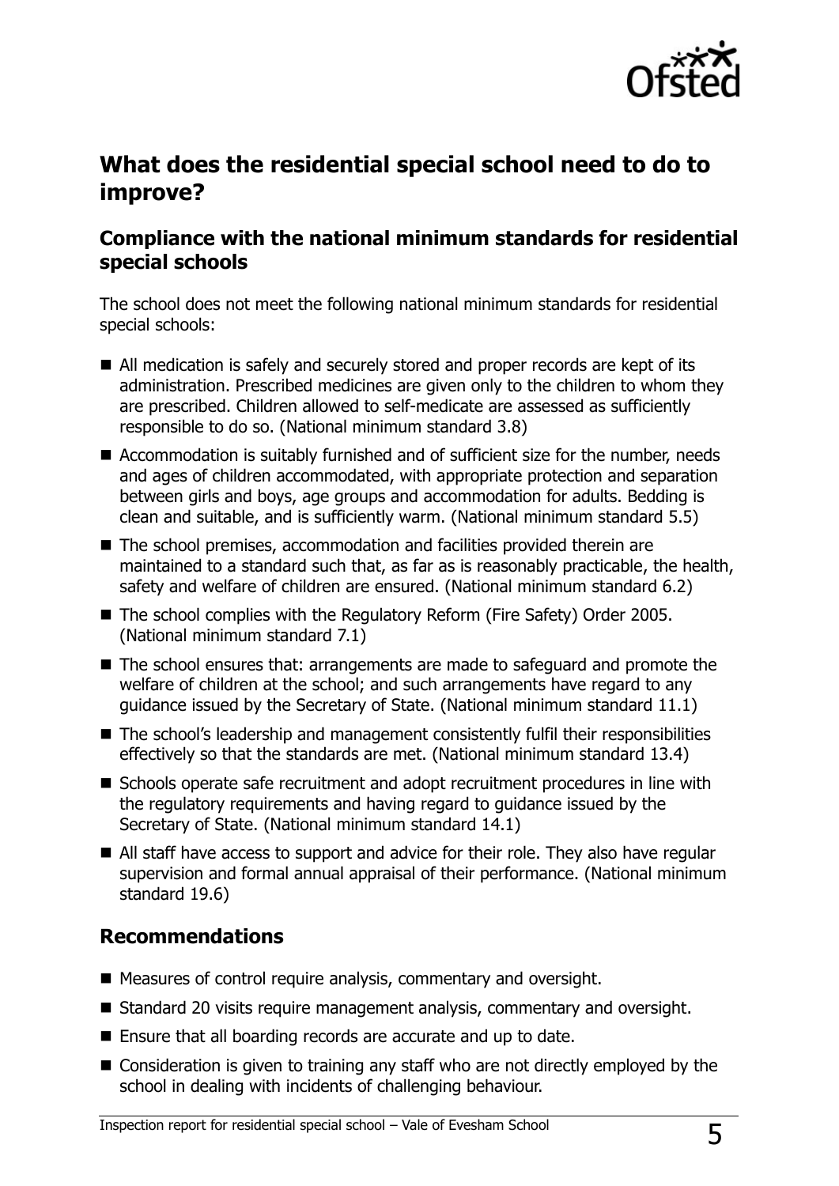## What does the residential special school need to do to improve?

### Compliance with the national minimum standards for residential special schools

The school does not meet the following national minimum standards for residential special schools:

- All medication is safely and securely stored and proper records are kept of its administration. Prescribed medicines are given only to the children to whom they are prescribed. Children allowed to self-medicate are assessed as sufficiently responsible to do so. (National minimum standard 3.8)
- Accommodation is suitably furnished and of sufficient size for the number, needs and ages of children accommodated, with appropriate protection and separation between girls and boys, age groups and accommodation for adults. Bedding is clean and suitable, and is sufficiently warm. (National minimum standard 5.5)
- The school premises, accommodation and facilities provided therein are maintained to a standard such that, as far as is reasonably practicable, the health, safety and welfare of children are ensured. (National minimum standard 6.2)
- The school complies with the Regulatory Reform (Fire Safety) Order 2005. (National minimum standard 7.1)
- The school ensures that: arrangements are made to safeguard and promote the welfare of children at the school; and such arrangements have regard to any guidance issued by the Secretary of State. (National minimum standard 11.1)
- The school's leadership and management consistently fulfil their responsibilities effectively so that the standards are met. (National minimum standard 13.4)
- Schools operate safe recruitment and adopt recruitment procedures in line with the regulatory requirements and having regard to guidance issued by the Secretary of State. (National minimum standard 14.1)
- All staff have access to support and advice for their role. They also have regular supervision and formal annual appraisal of their performance. (National minimum standard 19.6)

### Recommendations

- Measures of control require analysis, commentary and oversight.
- Standard 20 visits require management analysis, commentary and oversight.
- Ensure that all boarding records are accurate and up to date.
- Consideration is given to training any staff who are not directly employed by the school in dealing with incidents of challenging behaviour.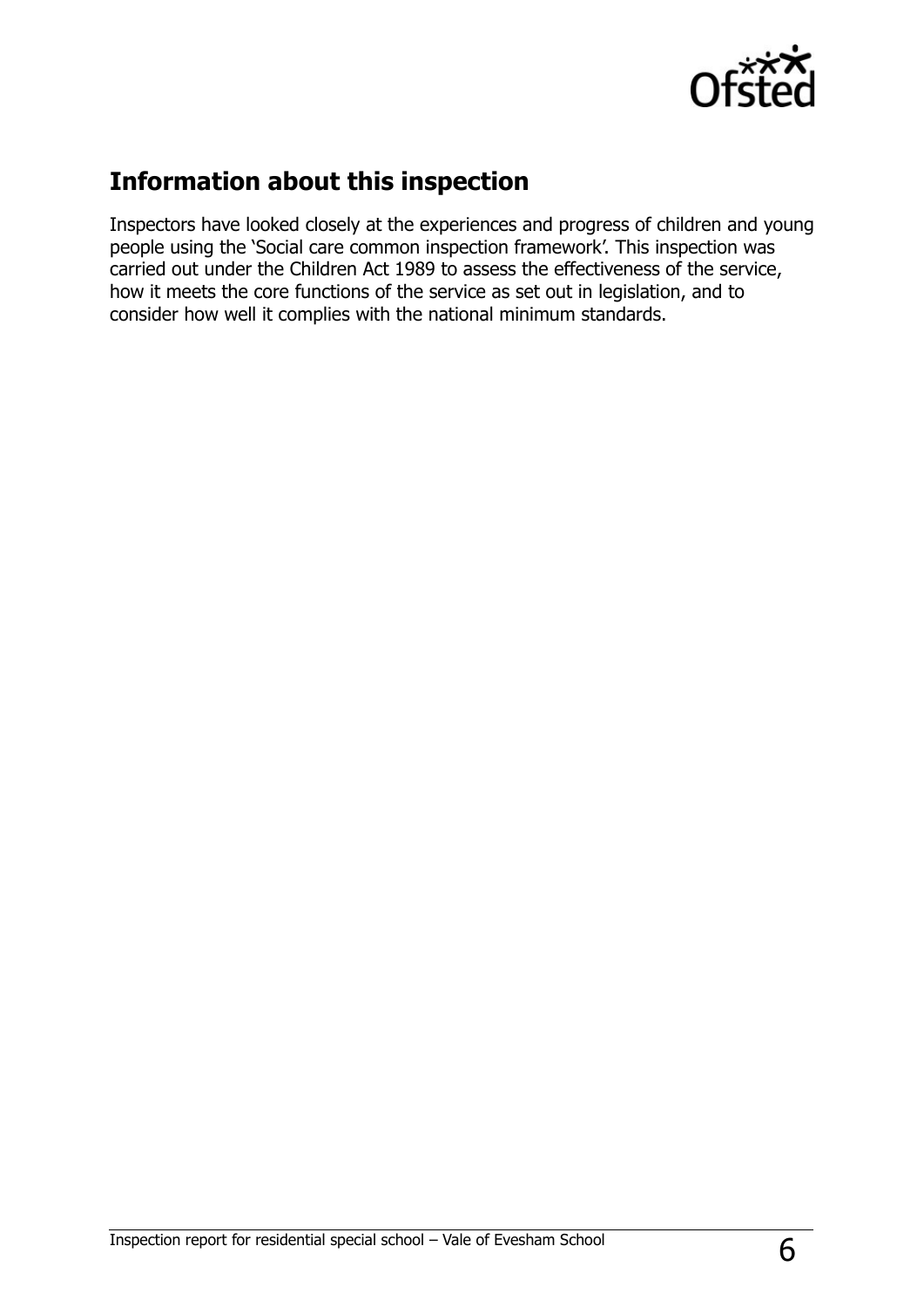## Information about this inspection

Inspectors have looked closely at the experiences and progress of children and young people using the 'Social care common inspection framework'. This inspection was carried out under the Children Act 1989 to assess the effectiveness of the service, how it meets the core functions of the service as set out in legislation, and to consider how well it complies with the national minimum standards.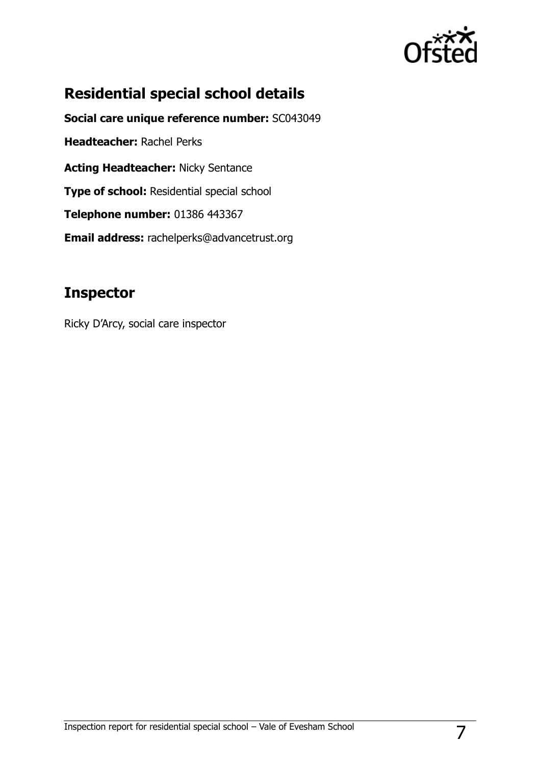## Residential special school details

**Social care unique reference number:** SC043049

**Headteacher:** Rachel Perks

**Acting Headteacher:** Nicky Sentance

**Type of school:** Residential special school

**Telephone number:** 01386 443367

**Email address:** rachelperks@advancetrust.org

## Inspector

Ricky D'Arcy, social care inspector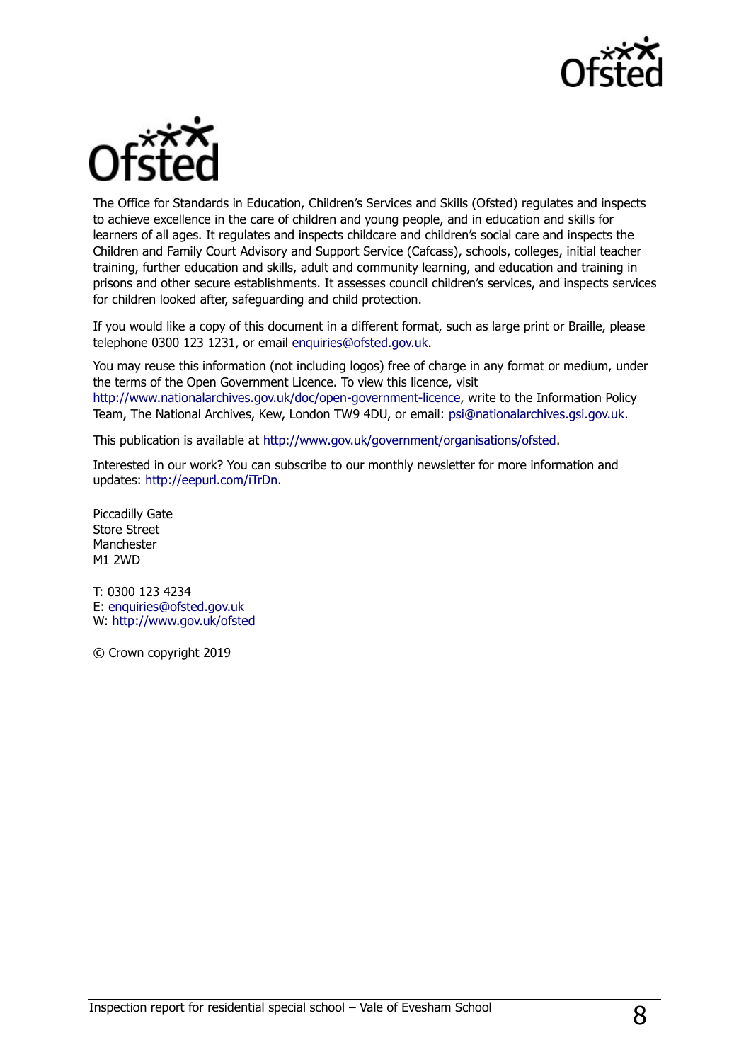The Office for Standards in Education, Children's Services and Skills (Ofsted) regulates and inspects to achieve excellence in the care of children and young people, and in education and skills for learners of all ages. It regulates and inspects childcare and children's social care and inspects the Children and Family Court Advisory and Support Service (Cafcass), schools, colleges, initial teacher training, further education and skills, adult and community learning, and education and training in prisons and other secure establishments. It assesses council children's services, and inspects services for children looked after, safeguarding and child protection.

If you would like a copy of this document in a different format, such as large print or Braille, please telephone 0300 123 1231, or email enquiries@ofsted.gov.uk.

You may reuse this information (not including logos) free of charge in any format or medium, under the terms of the Open Government Licence. To view this licence, visit http://www.nationalarchives.gov.uk/doc/open-government-licence, write to the Information Policy Team, The National Archives, Kew, London TW9 4DU, or email: psi@nationalarchives.gsi.gov.uk.

This publication is available at http://www.gov.uk/government/organisations/ofsted.

Interested in our work? You can subscribe to our monthly newsletter for more information and updates: http://eepurl.com/iTrDn.

Piccadilly Gate
Store Street
Manchester
M1 2WD

T: 0300 123 4234
E: enquiries@ofsted.gov.uk
W: http://www.gov.uk/ofsted

© Crown copyright 2019